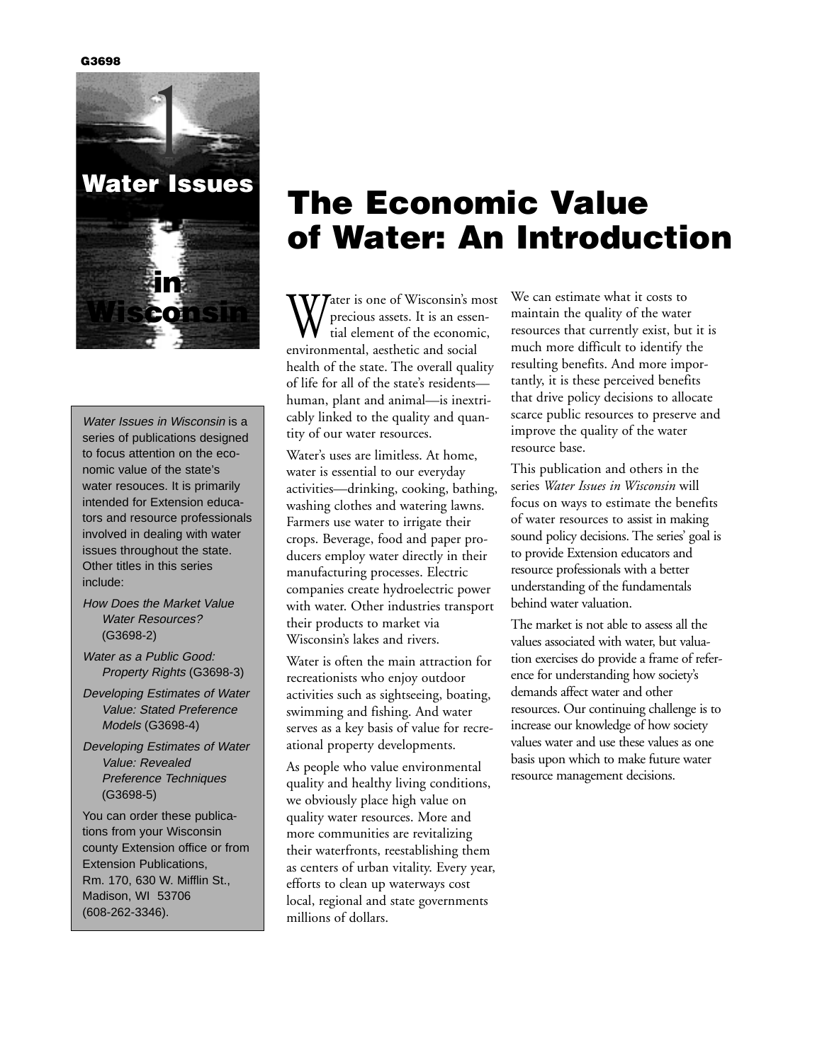G3698

Water Issues in Wisconsin

# The Economic Value of Water: An Introduction

*Water Issues in Wisconsin* is a series of publications designed to focus attention on the economic value of the state's water resouces. It is primarily intended for Extension educators and resource professionals involved in dealing with water issues throughout the state. Other titles in this series include:

- *How Does the Market Value Water Resources?* (G3698-2)
- *Water as a Public Good: Property Rights* (G3698-3)
- *Developing Estimates of Water Value: Stated Preference Models* (G3698-4)
- *Developing Estimates of Water Value: Revealed Preference Techniques* (G3698-5)

You can order these publications from your Wisconsin county Extension office or from Extension Publications, Rm. 170, 630 W. Mifflin St., Madison, WI 53706 (608-262-3346).

Water is one of Wisconsin's most precious assets. It is an essential element of the economic, environmental, aesthetic and social health of the state. The overall quality of life for all of the state's residents—human, plant and animal—is inextricably linked to the quality and quantity of our water resources.

Water's uses are limitless. At home, water is essential to our everyday activities—drinking, cooking, bathing, washing clothes and watering lawns. Farmers use water to irrigate their crops. Beverage, food and paper producers employ water directly in their manufacturing processes. Electric companies create hydroelectric power with water. Other industries transport their products to market via Wisconsin's lakes and rivers.

Water is often the main attraction for recreationists who enjoy outdoor activities such as sightseeing, boating, swimming and fishing. And water serves as a key basis of value for recreational property developments.

As people who value environmental quality and healthy living conditions, we obviously place high value on quality water resources. More and more communities are revitalizing their waterfronts, reestablishing them as centers of urban vitality. Every year, efforts to clean up waterways cost local, regional and state governments millions of dollars.

We can estimate what it costs to maintain the quality of the water resources that currently exist, but it is much more difficult to identify the resulting benefits. And more importantly, it is these perceived benefits that drive policy decisions to allocate scarce public resources to preserve and improve the quality of the water resource base.

This publication and others in the series *Water Issues in Wisconsin* will focus on ways to estimate the benefits of water resources to assist in making sound policy decisions. The series' goal is to provide Extension educators and resource professionals with a better understanding of the fundamentals behind water valuation.

The market is not able to assess all the values associated with water, but valuation exercises do provide a frame of reference for understanding how society's demands affect water and other resources. Our continuing challenge is to increase our knowledge of how society values water and use these values as one basis upon which to make future water resource management decisions.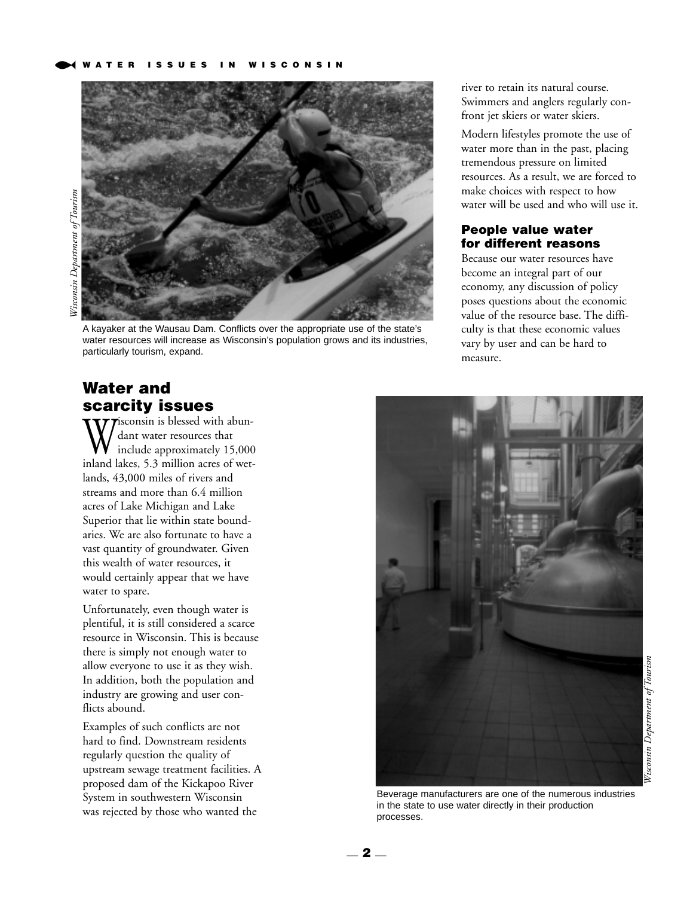A kayaker at the Wausau Dam. Conflicts over the appropriate use of the state's water resources will increase as Wisconsin's population grows and its industries, particularly tourism, expand.

## Water and scarcity issues

Wisconsin is blessed with abundant water resources that include approximately 15,000 inland lakes, 5.3 million acres of wetlands, 43,000 miles of rivers and streams and more than 6.4 million acres of Lake Michigan and Lake Superior that lie within state boundaries. We are also fortunate to have a vast quantity of groundwater. Given this wealth of water resources, it would certainly appear that we have water to spare.

Unfortunately, even though water is plentiful, it is still considered a scarce resource in Wisconsin. This is because there is simply not enough water to allow everyone to use it as they wish. In addition, both the population and industry are growing and user conflicts abound.

Examples of such conflicts are not hard to find. Downstream residents regularly question the quality of upstream sewage treatment facilities. A proposed dam of the Kickapoo River System in southwestern Wisconsin was rejected by those who wanted the river to retain its natural course. Swimmers and anglers regularly confront jet skiers or water skiers.

Modern lifestyles promote the use of water more than in the past, placing tremendous pressure on limited resources. As a result, we are forced to make choices with respect to how water will be used and who will use it.

### People value water for different reasons

Because our water resources have become an integral part of our economy, any discussion of policy poses questions about the economic value of the resource base. The difficulty is that these economic values vary by user and can be hard to measure.

Beverage manufacturers are one of the numerous industries in the state to use water directly in their production processes.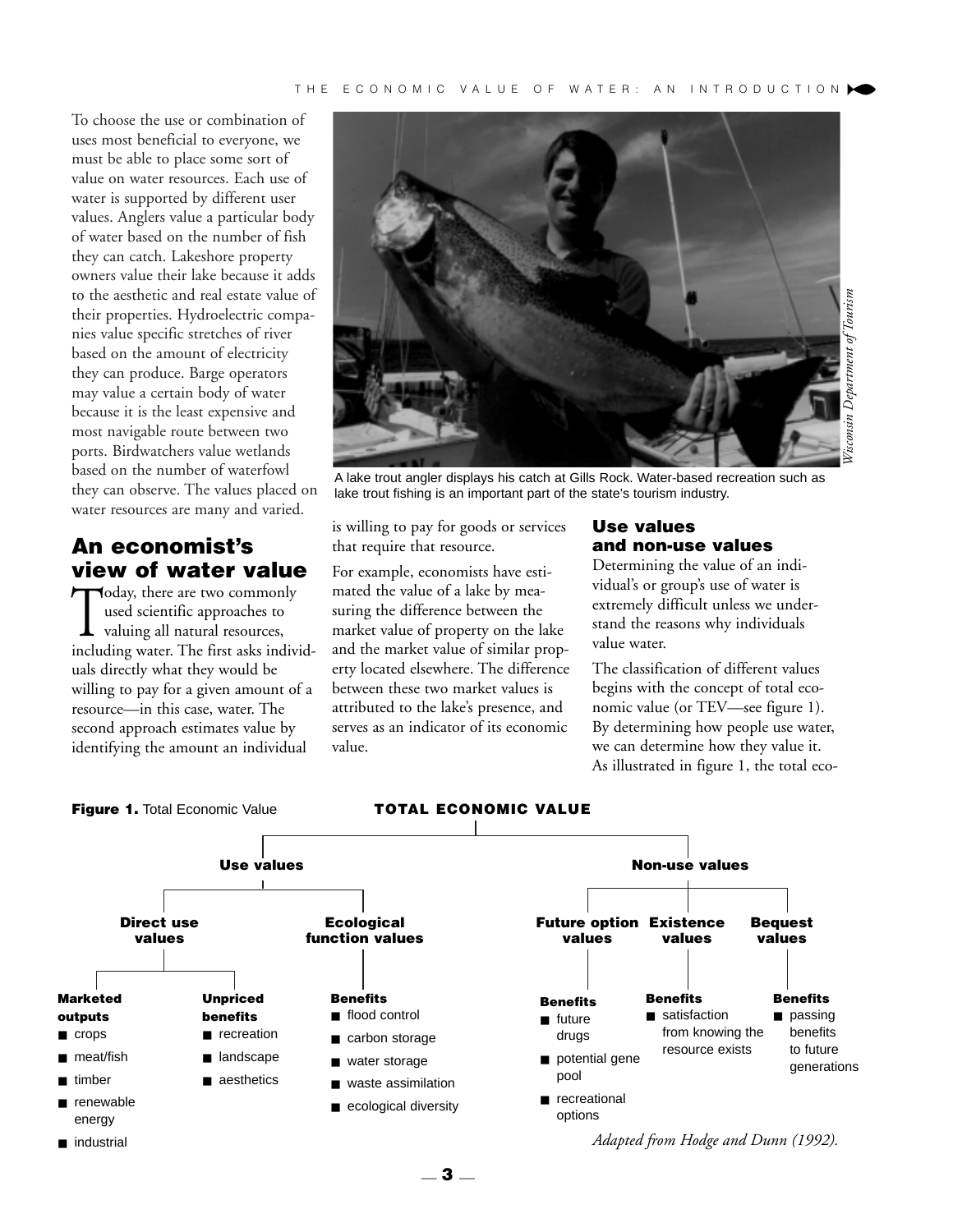To choose the use or combination of uses most beneficial to everyone, we must be able to place some sort of value on water resources. Each use of water is supported by different user values. Anglers value a particular body of water based on the number of fish they can catch. Lakeshore property owners value their lake because it adds to the aesthetic and real estate value of their properties. Hydroelectric companies value specific stretches of river based on the amount of electricity they can produce. Barge operators may value a certain body of water because it is the least expensive and most navigable route between two ports. Birdwatchers value wetlands based on the number of waterfowl they can observe. The values placed on water resources are many and varied.

A lake trout angler displays his catch at Gills Rock. Water-based recreation such as lake trout fishing is an important part of the state's tourism industry.

*Wisconsin Department of Tourism*

## An economist's view of water value

Today, there are two commonly used scientific approaches to valuing all natural resources, including water. The first asks individuals directly what they would be willing to pay for a given amount of a resource—in this case, water. The second approach estimates value by identifying the amount an individual is willing to pay for goods or services that require that resource.

For example, economists have estimated the value of a lake by measuring the difference between the market value of property on the lake and the market value of similar property located elsewhere. The difference between these two market values is attributed to the lake's presence, and serves as an indicator of its economic value.

### Use values and non-use values

Determining the value of an individual's or group's use of water is extremely difficult unless we understand the reasons why individuals value water.

The classification of different values begins with the concept of total economic value (or TEV—see figure 1). By determining how people use water, we can determine how they value it. As illustrated in figure 1, the total eco-

**Figure 1.** Total Economic Value

**TOTAL ECONOMIC VALUE**

**Use values**

**Direct use values**

**Marketed outputs**
- crops
- meat/fish
- timber
- renewable energy
- industrial

**Unpriced benefits**
- recreation
- landscape
- aesthetics

**Ecological function values**

**Benefits**
- flood control
- carbon storage
- water storage
- waste assimilation
- ecological diversity

**Non-use values**

**Future option values**

**Benefits**
- future drugs
- potential gene pool
- recreational options

**Existence values**

**Benefits**
- satisfaction from knowing the resource exists

**Bequest values**

**Benefits**
- passing benefits to future generations

*Adapted from Hodge and Dunn (1992).*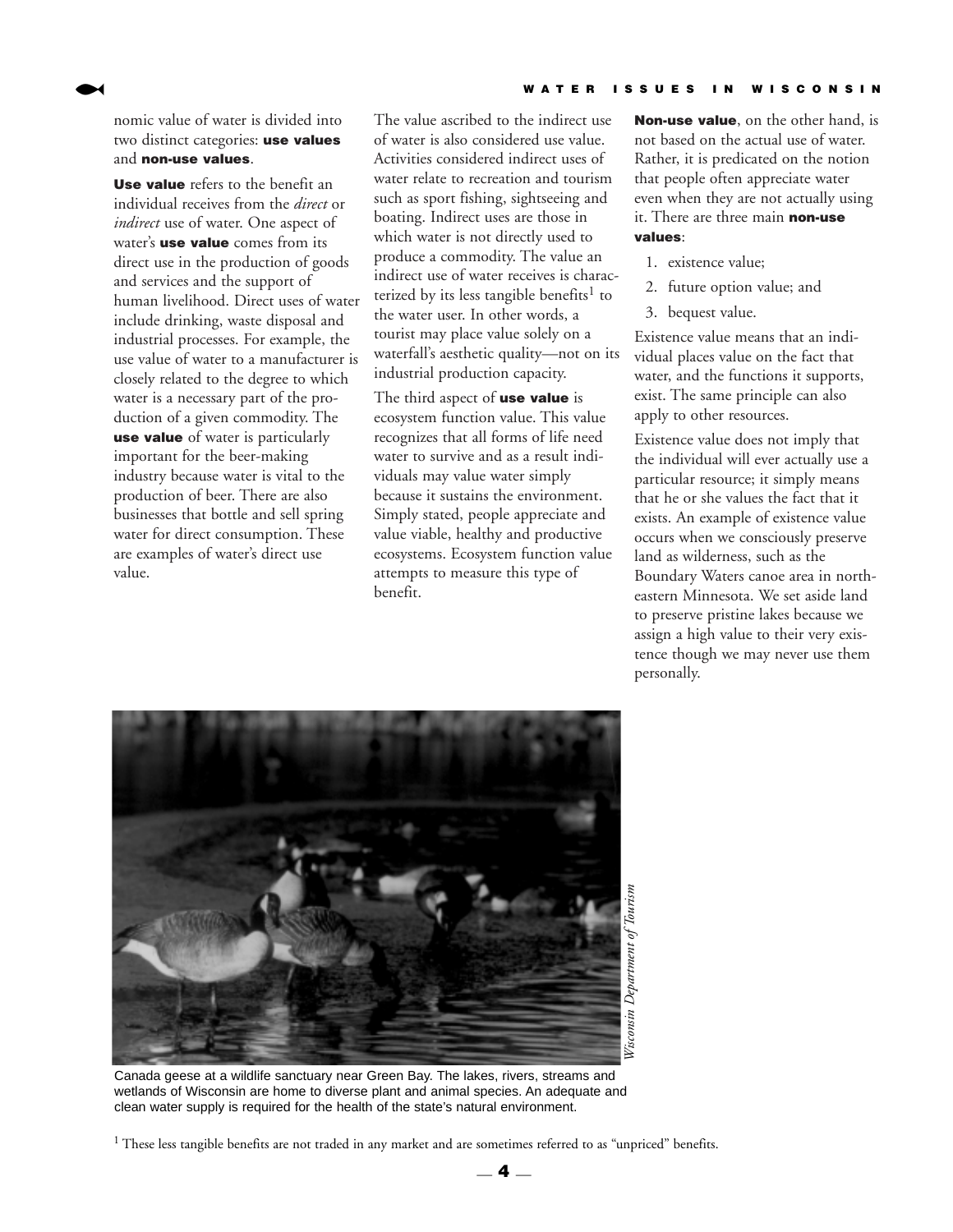nomic value of water is divided into two distinct categories: **use values** and **non-use values**.

**Use value** refers to the benefit an individual receives from the *direct* or *indirect* use of water. One aspect of water's **use value** comes from its direct use in the production of goods and services and the support of human livelihood. Direct uses of water include drinking, waste disposal and industrial processes. For example, the use value of water to a manufacturer is closely related to the degree to which water is a necessary part of the production of a given commodity. The **use value** of water is particularly important for the beer-making industry because water is vital to the production of beer. There are also businesses that bottle and sell spring water for direct consumption. These are examples of water's direct use value.

The value ascribed to the indirect use of water is also considered use value. Activities considered indirect uses of water relate to recreation and tourism such as sport fishing, sightseeing and boating. Indirect uses are those in which water is not directly used to produce a commodity. The value an indirect use of water receives is characterized by its less tangible benefits[1] to the water user. In other words, a tourist may place value solely on a waterfall's aesthetic quality—not on its industrial production capacity.

The third aspect of **use value** is ecosystem function value. This value recognizes that all forms of life need water to survive and as a result individuals may value water simply because it sustains the environment. Simply stated, people appreciate and value viable, healthy and productive ecosystems. Ecosystem function value attempts to measure this type of benefit.

**Non-use value**, on the other hand, is not based on the actual use of water. Rather, it is predicated on the notion that people often appreciate water even when they are not actually using it. There are three main **non-use values**:

1. existence value;
2. future option value; and
3. bequest value.

Existence value means that an individual places value on the fact that water, and the functions it supports, exist. The same principle can also apply to other resources.

Existence value does not imply that the individual will ever actually use a particular resource; it simply means that he or she values the fact that it exists. An example of existence value occurs when we consciously preserve land as wilderness, such as the Boundary Waters canoe area in northeastern Minnesota. We set aside land to preserve pristine lakes because we assign a high value to their very existence though we may never use them personally.

*Wisconsin Department of Tourism*

Canada geese at a wildlife sanctuary near Green Bay. The lakes, rivers, streams and wetlands of Wisconsin are home to diverse plant and animal species. An adequate and clean water supply is required for the health of the state's natural environment.

[1] These less tangible benefits are not traded in any market and are sometimes referred to as "unpriced" benefits.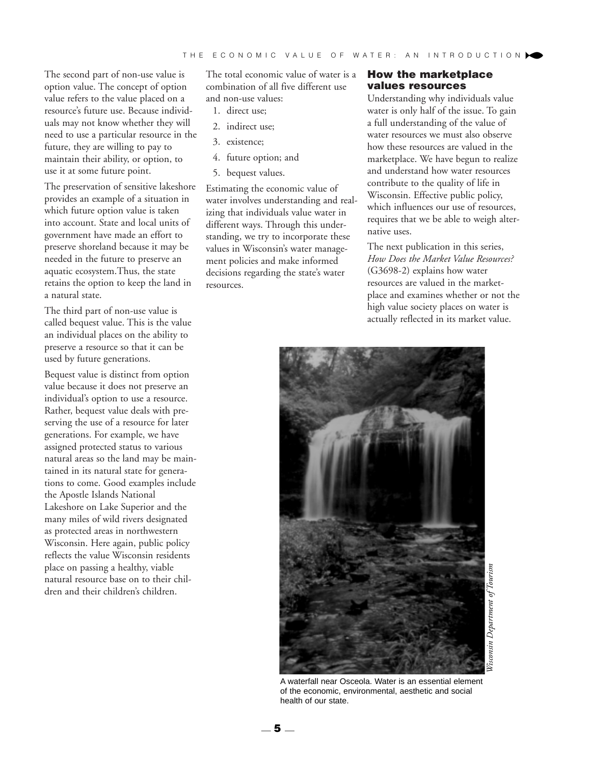The second part of non-use value is option value. The concept of option value refers to the value placed on a resource's future use. Because individuals may not know whether they will need to use a particular resource in the future, they are willing to pay to maintain their ability, or option, to use it at some future point.

The preservation of sensitive lakeshore provides an example of a situation in which future option value is taken into account. State and local units of government have made an effort to preserve shoreland because it may be needed in the future to preserve an aquatic ecosystem. Thus, the state retains the option to keep the land in a natural state.

The third part of non-use value is called bequest value. This is the value an individual places on the ability to preserve a resource so that it can be used by future generations.

Bequest value is distinct from option value because it does not preserve an individual's option to use a resource. Rather, bequest value deals with preserving the use of a resource for later generations. For example, we have assigned protected status to various natural areas so the land may be maintained in its natural state for generations to come. Good examples include the Apostle Islands National Lakeshore on Lake Superior and the many miles of wild rivers designated as protected areas in northwestern Wisconsin. Here again, public policy reflects the value Wisconsin residents place on passing a healthy, viable natural resource base on to their children and their children's children.

The total economic value of water is a combination of all five different use and non-use values:

1. direct use;
2. indirect use;
3. existence;
4. future option; and
5. bequest values.

Estimating the economic value of water involves understanding and realizing that individuals value water in different ways. Through this understanding, we try to incorporate these values in Wisconsin's water management policies and make informed decisions regarding the state's water resources.

## How the marketplace values resources

Understanding why individuals value water is only half of the issue. To gain a full understanding of the value of water resources we must also observe how these resources are valued in the marketplace. We have begun to realize and understand how water resources contribute to the quality of life in Wisconsin. Effective public policy, which influences our use of resources, requires that we be able to weigh alternative uses.

The next publication in this series, *How Does the Market Value Resources?* (G3698-2) explains how water resources are valued in the marketplace and examines whether or not the high value society places on water is actually reflected in its market value.

*Wisconsin Department of Tourism*

A waterfall near Osceola. Water is an essential element of the economic, environmental, aesthetic and social health of our state.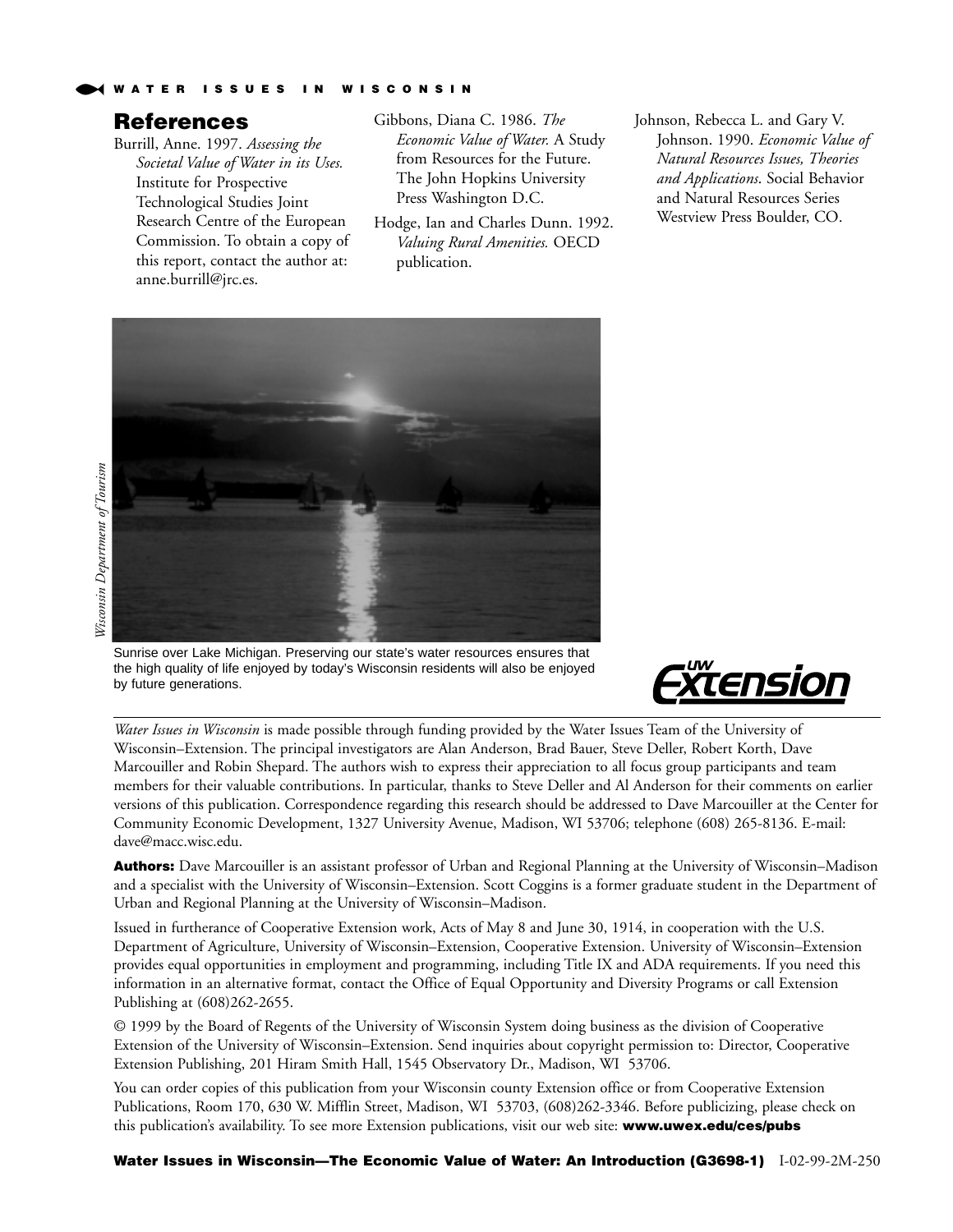## References

Burrill, Anne. 1997. *Assessing the Societal Value of Water in its Uses.* Institute for Prospective Technological Studies Joint Research Centre of the European Commission. To obtain a copy of this report, contact the author at: anne.burrill@jrc.es.

Gibbons, Diana C. 1986. *The Economic Value of Water.* A Study from Resources for the Future. The John Hopkins University Press Washington D.C.

Hodge, Ian and Charles Dunn. 1992. *Valuing Rural Amenities.* OECD publication.

Johnson, Rebecca L. and Gary V. Johnson. 1990. *Economic Value of Natural Resources Issues, Theories and Applications.* Social Behavior and Natural Resources Series Westview Press Boulder, CO.

*Wisconsin Department of Tourism*

Sunrise over Lake Michigan. Preserving our state's water resources ensures that the high quality of life enjoyed by today's Wisconsin residents will also be enjoyed by future generations.

UW Extension

*Water Issues in Wisconsin* is made possible through funding provided by the Water Issues Team of the University of Wisconsin–Extension. The principal investigators are Alan Anderson, Brad Bauer, Steve Deller, Robert Korth, Dave Marcouiller and Robin Shepard. The authors wish to express their appreciation to all focus group participants and team members for their valuable contributions. In particular, thanks to Steve Deller and Al Anderson for their comments on earlier versions of this publication. Correspondence regarding this research should be addressed to Dave Marcouiller at the Center for Community Economic Development, 1327 University Avenue, Madison, WI 53706; telephone (608) 265-8136. E-mail: dave@macc.wisc.edu.

**Authors:** Dave Marcouiller is an assistant professor of Urban and Regional Planning at the University of Wisconsin–Madison and a specialist with the University of Wisconsin–Extension. Scott Coggins is a former graduate student in the Department of Urban and Regional Planning at the University of Wisconsin–Madison.

Issued in furtherance of Cooperative Extension work, Acts of May 8 and June 30, 1914, in cooperation with the U.S. Department of Agriculture, University of Wisconsin–Extension, Cooperative Extension. University of Wisconsin–Extension provides equal opportunities in employment and programming, including Title IX and ADA requirements. If you need this information in an alternative format, contact the Office of Equal Opportunity and Diversity Programs or call Extension Publishing at (608)262-2655.

© 1999 by the Board of Regents of the University of Wisconsin System doing business as the division of Cooperative Extension of the University of Wisconsin–Extension. Send inquiries about copyright permission to: Director, Cooperative Extension Publishing, 201 Hiram Smith Hall, 1545 Observatory Dr., Madison, WI 53706.

You can order copies of this publication from your Wisconsin county Extension office or from Cooperative Extension Publications, Room 170, 630 W. Mifflin Street, Madison, WI 53703, (608)262-3346. Before publicizing, please check on this publication's availability. To see more Extension publications, visit our web site: **www.uwex.edu/ces/pubs**

**Water Issues in Wisconsin—The Economic Value of Water: An Introduction (G3698-1)** I-02-99-2M-250